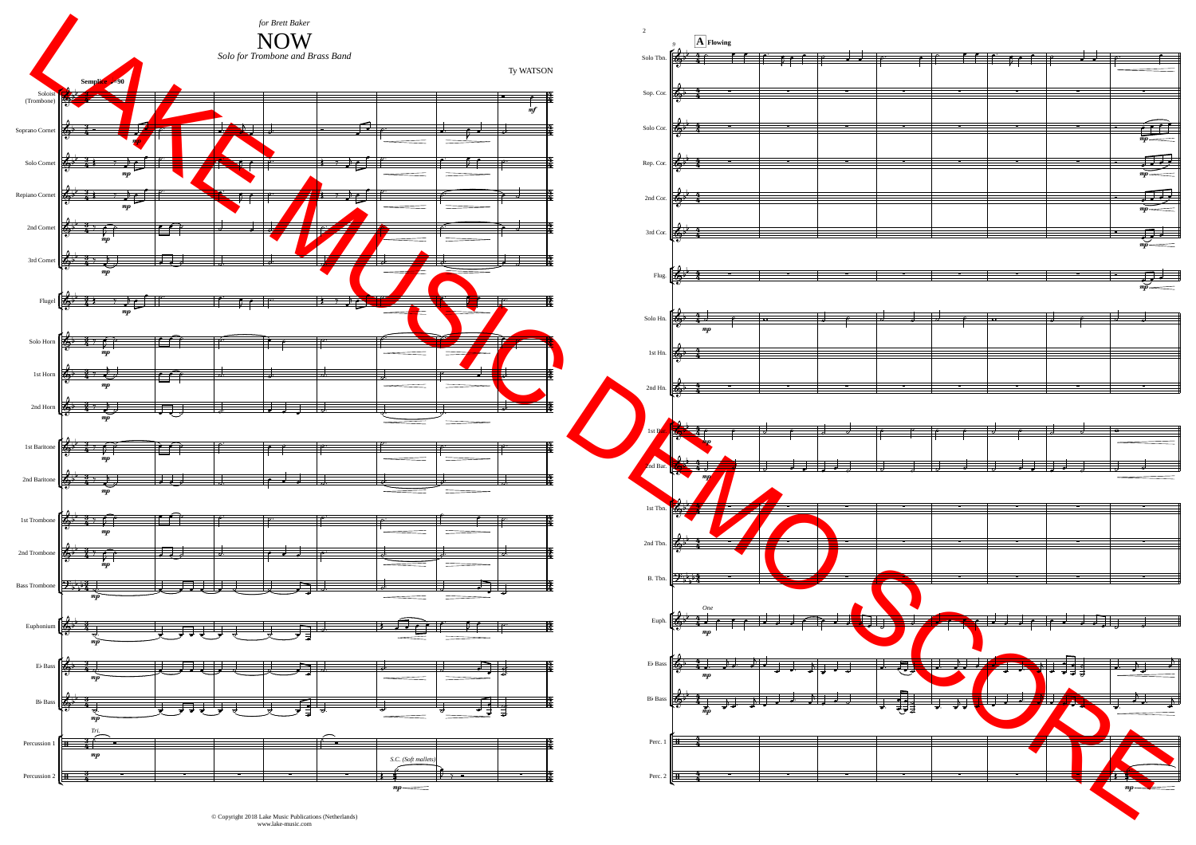*for Brett Baker*

# NOW

*Solo for Trombone and Brass Band*

Ty WATSON

© Copyright 2018 Lake Music Publications (Netherlands)
www.lake-music.com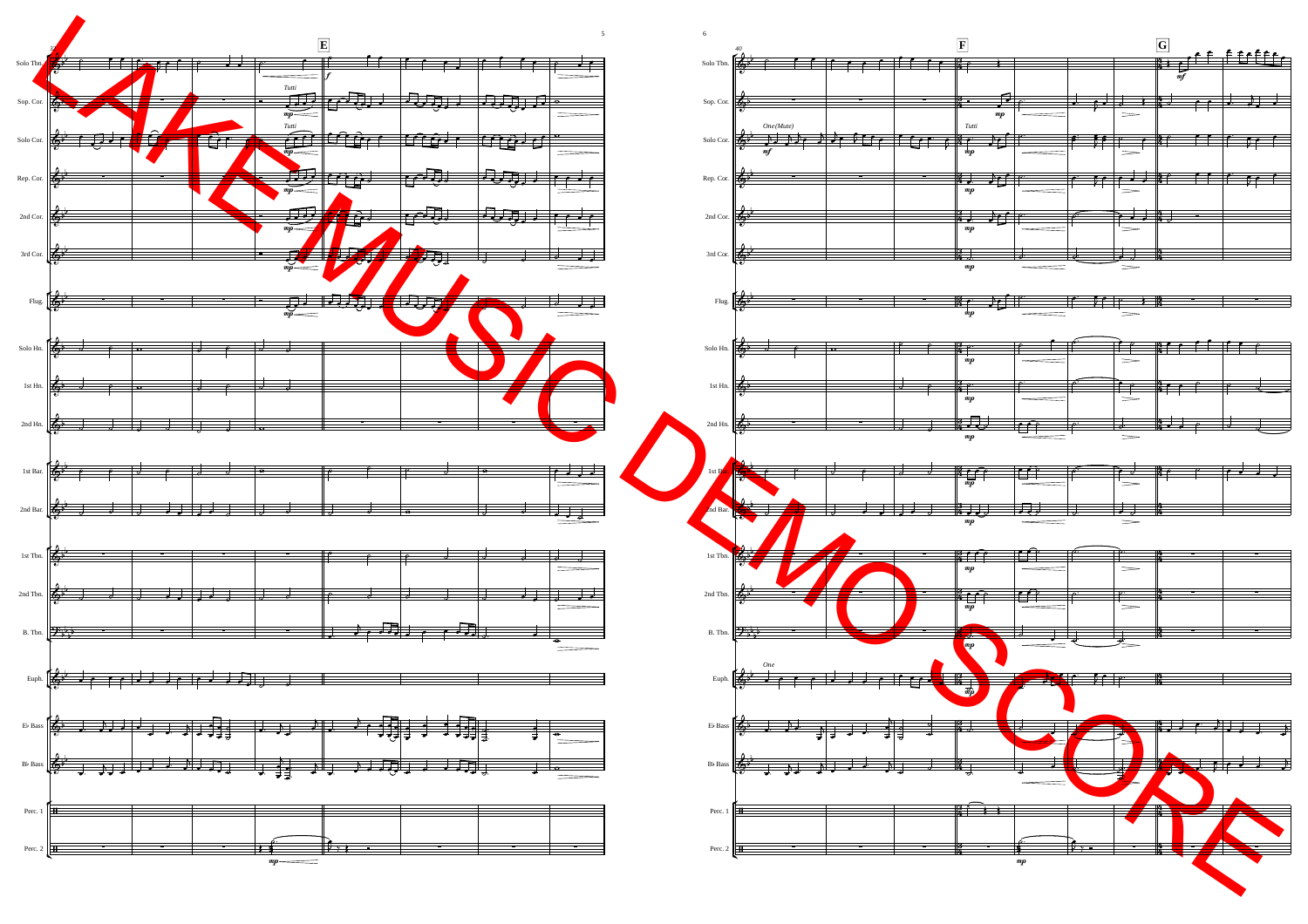LAKE MUSIC DEMO SCORE

Solo Tbn.
Sop. Cor.
Solo Cor.
Rep. Cor.
2nd Cor.
3rd Cor.
Flug.
Solo Hn.
1st Hn.
2nd Hn.
1st Bar.
2nd Bar.
1st Tbn.
2nd Tbn.
B. Tbn.
Euph.
E♭ Bass
B♭ Bass
Perc. 1
Perc. 2